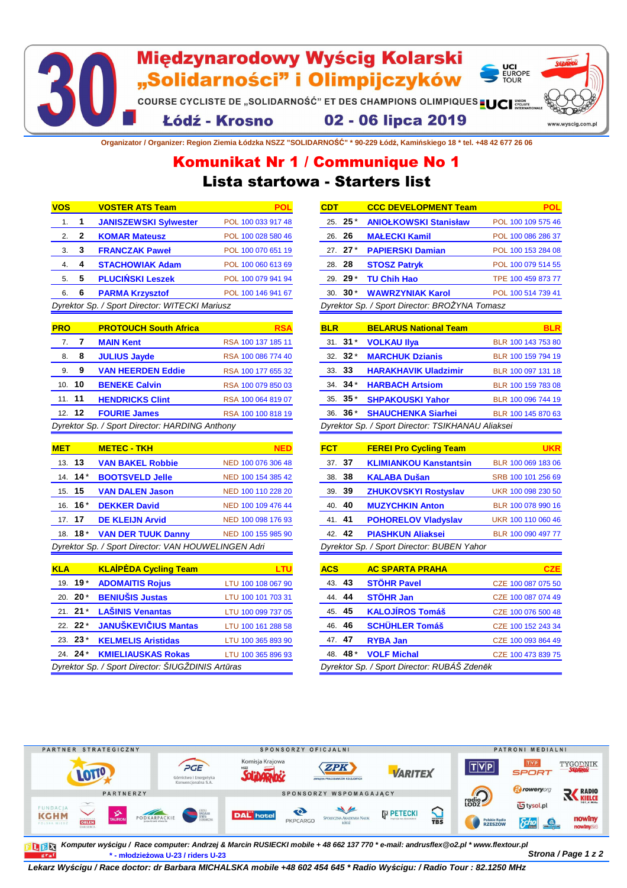# Międzynarodowy Wyścig Kolarski „Solidarności” i Olimpijczyków

30.

COURSE CYCLISTE DE „SOLIDARNOŚĆ” ET DES CHAMPIONS OLIMPIQUES

**Łódź - Krosno 02 - 06 lipca 2019**

www.wyscig.com.pl

Organizator / Organizer: Region Ziemia Łódzka NSZZ "SOLIDARNOŚĆ" * 90-229 Łódź, Kamińskiego 18 * tel. +48 42 677 26 06

## Komunikat Nr 1 / Communique No 1

## Lista startowa - Starters list

| VOS | | VOSTER ATS Team | POL |
|---|---|---|---|
| 1. | 1 | JANISZEWSKI Sylwester | POL 100 033 917 48 |
| 2. | 2 | KOMAR Mateusz | POL 100 028 580 46 |
| 3. | 3 | FRANCZAK Paweł | POL 100 070 651 19 |
| 4. | 4 | STACHOWIAK Adam | POL 100 060 613 69 |
| 5. | 5 | PLUCIŃSKI Leszek | POL 100 079 941 94 |
| 6. | 6 | PARMA Krzysztof | POL 100 146 941 67 |

*Dyrektor Sp. / Sport Director: WITECKI Mariusz*

| CDT | | CCC DEVELOPMENT Team | POL |
|---|---|---|---|
| 25. | 25 * | ANIOŁKOWSKI Stanisław | POL 100 109 575 46 |
| 26. | 26 | MAŁECKI Kamil | POL 100 086 286 37 |
| 27. | 27 * | PAPIERSKI Damian | POL 100 153 284 08 |
| 28. | 28 | STOSZ Patryk | POL 100 079 514 55 |
| 29. | 29 * | TU Chih Hao | TPE 100 459 873 77 |
| 30. | 30 * | WAWRZYNIAK Karol | POL 100 514 739 41 |

*Dyrektor Sp. / Sport Director: BROŻYNA Tomasz*

| PRO | | PROTOUCH South Africa | RSA |
|---|---|---|---|
| 7. | 7 | MAIN Kent | RSA 100 137 185 11 |
| 8. | 8 | JULIUS Jayde | RSA 100 086 774 40 |
| 9. | 9 | VAN HEERDEN Eddie | RSA 100 177 655 32 |
| 10. | 10 | BENEKE Calvin | RSA 100 079 850 03 |
| 11. | 11 | HENDRICKS Clint | RSA 100 064 819 07 |
| 12. | 12 | FOURIE James | RSA 100 100 818 19 |

*Dyrektor Sp. / Sport Director: HARDING Anthony*

| BLR | | BELARUS National Team | BLR |
|---|---|---|---|
| 31. | 31 * | VOLKAU Ilya | BLR 100 143 753 80 |
| 32. | 32 * | MARCHUK Dzianis | BLR 100 159 794 19 |
| 33. | 33 | HARAKHAVIK Uladzimir | BLR 100 097 131 18 |
| 34. | 34 * | HARBACH Artsiom | BLR 100 159 783 08 |
| 35. | 35 * | SHPAKOUSKI Yahor | BLR 100 096 744 19 |
| 36. | 36 * | SHAUCHENKA Siarhei | BLR 100 145 870 63 |

*Dyrektor Sp. / Sport Director: TSIKHANAU Aliaksei*

| MET | | METEC - TKH | NED |
|---|---|---|---|
| 13. | 13 | VAN BAKEL Robbie | NED 100 076 306 48 |
| 14. | 14 * | BOOTSVELD Jelle | NED 100 154 385 42 |
| 15. | 15 | VAN DALEN Jason | NED 100 110 228 20 |
| 16. | 16 * | DEKKER David | NED 100 109 476 44 |
| 17. | 17 | DE KLEIJN Arvid | NED 100 098 176 93 |
| 18. | 18 * | VAN DER TUUK Danny | NED 100 155 985 90 |

*Dyrektor Sp. / Sport Director: VAN HOUWELINGEN Adri*

| FCT | | FEREI Pro Cycling Team | UKR |
|---|---|---|---|
| 37. | 37 | KLIMIANKOU Kanstantsin | BLR 100 069 183 06 |
| 38. | 38 | KALABA Dušan | SRB 100 101 256 69 |
| 39. | 39 | ZHUKOVSKYI Rostyslav | UKR 100 098 230 50 |
| 40. | 40 | MUZYCHKIN Anton | BLR 100 078 990 16 |
| 41. | 41 | POHORELOV Vladyslav | UKR 100 110 060 46 |
| 42. | 42 | PIASHKUN Aliaksei | BLR 100 090 497 77 |

*Dyrektor Sp. / Sport Director: BUBEN Yahor*

| KLA | | KLAIPĖDA Cycling Team | LTU |
|---|---|---|---|
| 19. | 19 * | ADOMAITIS Rojus | LTU 100 108 067 90 |
| 20. | 20 * | BENIUŠIS Justas | LTU 100 101 703 31 |
| 21. | 21 * | LAŠINIS Venantas | LTU 100 099 137 05 |
| 22. | 22 * | JANUŠKEVIČIUS Mantas | LTU 100 161 288 58 |
| 23. | 23 * | KELMELIS Aristidas | LTU 100 365 893 90 |
| 24. | 24 * | KMIELIAUSKAS Rokas | LTU 100 365 896 93 |

*Dyrektor Sp. / Sport Director: ŠIUGŽDINIS Artūras*

| ACS | | AC SPARTA PRAHA | CZE |
|---|---|---|---|
| 43. | 43 | STÖHR Pavel | CZE 100 087 075 50 |
| 44. | 44 | STÖHR Jan | CZE 100 087 074 49 |
| 45. | 45 | KALOJÍROS Tomáš | CZE 100 076 500 48 |
| 46. | 46 | SCHÜHLER Tomáš | CZE 100 152 243 34 |
| 47. | 47 | RYBA Jan | CZE 100 093 864 49 |
| 48. | 48 * | VOLF Michal | CZE 100 473 839 75 |

*Dyrektor Sp. / Sport Director: RUBÁŠ Zdeněk*

PARTNER STRATEGICZNY · SPONSORZY OFICJALNI · PATRONI MEDIALNI · PARTNERZY · SPONSORZY WSPOMAGAJĄCY

*Komputer wyścigu / Race computer: Andrzej & Marcin RUSIECKI mobile + 48 662 137 770 * e-mail: andrusflex@o2.pl * www.flextour.pl*

\* - młodzieżowa U-23 / riders U-23

*Lekarz Wyścigu / Race doctor: dr Barbara MICHALSKA mobile +48 602 454 645 * Radio Wyścigu: / Radio Tour : 82.1250 MHz*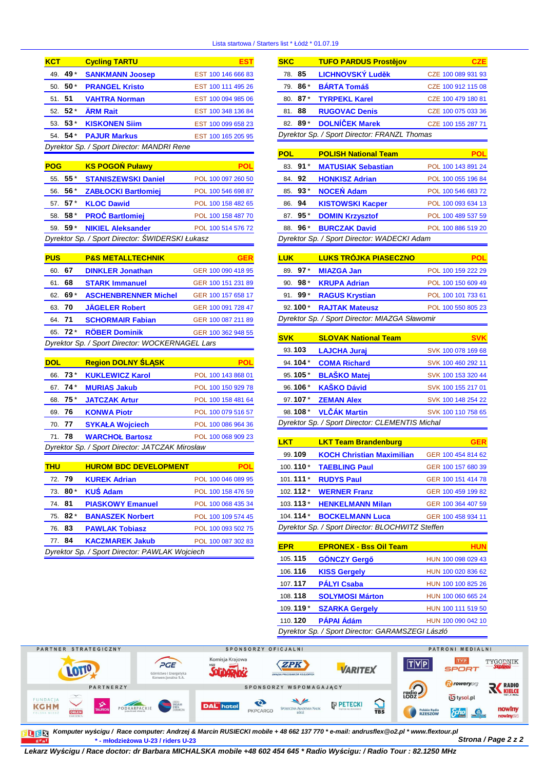Lista startowa / Starters list * Łódź * 01.07.19

| KCT | | Cycling TARTU | EST |
|---|---|---|---|
| 49. | 49 * | SANKMANN Joosep | EST 100 146 666 83 |
| 50. | 50 * | PRANGEL Kristo | EST 100 111 495 26 |
| 51. | 51 | VAHTRA Norman | EST 100 094 985 06 |
| 52. | 52 * | ÄRM Rait | EST 100 348 136 84 |
| 53. | 53 * | KISKONEN Siim | EST 100 099 658 23 |
| 54. | 54 * | PAJUR Markus | EST 100 165 205 95 |

*Dyrektor Sp. / Sport Director: MANDRI Rene*

| POG | | KS POGOŃ Puławy | POL |
|---|---|---|---|
| 55. | 55 * | STANISZEWSKI Daniel | POL 100 097 260 50 |
| 56. | 56 * | ZABŁOCKI Bartłomiej | POL 100 546 698 87 |
| 57. | 57 * | KLOC Dawid | POL 100 158 482 65 |
| 58. | 58 * | PROĆ Bartlomiej | POL 100 158 487 70 |
| 59. | 59 * | NIKIEL Aleksander | POL 100 514 576 72 |

*Dyrektor Sp. / Sport Director: ŚWIDERSKI Łukasz*

| PUS | | P&S METALLTECHNIK | GER |
|---|---|---|---|
| 60. | 67 | DINKLER Jonathan | GER 100 090 418 95 |
| 61. | 68 | STARK Immanuel | GER 100 151 231 89 |
| 62. | 69 * | ASCHENBRENNER Michel | GER 100 157 658 17 |
| 63. | 70 | JÄGELER Robert | GER 100 091 728 47 |
| 64. | 71 | SCHORMAIR Fabian | GER 100 087 211 89 |
| 65. | 72 * | RÖBER Dominik | GER 100 362 948 55 |

*Dyrektor Sp. / Sport Director: WOCKERNAGEL Lars*

| DOL | | Region DOLNY ŚLĄSK | POL |
|---|---|---|---|
| 66. | 73 * | KUKLEWICZ Karol | POL 100 143 868 01 |
| 67. | 74 * | MURIAS Jakub | POL 100 150 929 78 |
| 68. | 75 * | JATCZAK Artur | POL 100 158 481 64 |
| 69. | 76 | KONWA Piotr | POL 100 079 516 57 |
| 70. | 77 | SYKAŁA Wojciech | POL 100 086 964 36 |
| 71. | 78 | WARCHOŁ Bartosz | POL 100 068 909 23 |

*Dyrektor Sp. / Sport Director: JATCZAK Mirosław*

| THU | | HUROM BDC DEVELOPMENT | POL |
|---|---|---|---|
| 72. | 79 | KUREK Adrian | POL 100 046 089 95 |
| 73. | 80 * | KUŚ Adam | POL 100 158 476 59 |
| 74. | 81 | PIASKOWY Emanuel | POL 100 068 435 34 |
| 75. | 82 * | BANASZEK Norbert | POL 100 109 574 45 |
| 76. | 83 | PAWLAK Tobiasz | POL 100 093 502 75 |
| 77. | 84 | KACZMAREK Jakub | POL 100 087 302 83 |

*Dyrektor Sp. / Sport Director: PAWLAK Wojciech*

| SKC | | TUFO PARDUS Prostějov | CZE |
|---|---|---|---|
| 78. | 85 | LICHNOVSKÝ Luděk | CZE 100 089 931 93 |
| 79. | 86 * | BÁRTA Tomáš | CZE 100 912 115 08 |
| 80. | 87 * | TYRPEKL Karel | CZE 100 479 180 81 |
| 81. | 88 | RUGOVAC Denis | CZE 100 075 033 36 |
| 82. | 89 * | DOLNÍČEK Marek | CZE 100 155 287 71 |

*Dyrektor Sp. / Sport Director: FRANZL Thomas*

| POL | | POLISH National Team | POL |
|---|---|---|---|
| 83. | 91 * | MATUSIAK Sebastian | POL 100 143 891 24 |
| 84. | 92 | HONKISZ Adrian | POL 100 055 196 84 |
| 85. | 93 * | NOCEŃ Adam | POL 100 546 683 72 |
| 86. | 94 | KISTOWSKI Kacper | POL 100 093 634 13 |
| 87. | 95 * | DOMIN Krzysztof | POL 100 489 537 59 |
| 88. | 96 * | BURCZAK David | POL 100 886 519 20 |

*Dyrektor Sp. / Sport Director: WADECKI Adam*

| LUK | | LUKS TRÓJKA PIASECZNO | POL |
|---|---|---|---|
| 89. | 97 * | MIAZGA Jan | POL 100 159 222 29 |
| 90. | 98 * | KRUPA Adrian | POL 100 150 609 49 |
| 91. | 99 * | RAGUS Krystian | POL 100 101 733 61 |
| 92. | 100 * | RAJTAK Mateusz | POL 100 550 805 23 |

*Dyrektor Sp. / Sport Director: MIAZGA Sławomir*

| SVK | | SLOVAK National Team | SVK |
|---|---|---|---|
| 93. | 103 | LAJCHA Juraj | SVK 100 078 169 68 |
| 94. | 104 * | COMA Richard | SVK 100 460 292 11 |
| 95. | 105 * | BLAŠKO Matej | SVK 100 153 320 44 |
| 96. | 106 * | KAŠKO Dávid | SVK 100 155 217 01 |
| 97. | 107 * | ZEMAN Alex | SVK 100 148 254 22 |
| 98. | 108 * | VLČÁK Martin | SVK 100 110 758 65 |

*Dyrektor Sp. / Sport Director: CLEMENTIS Michal*

| LKT | | LKT Team Brandenburg | GER |
|---|---|---|---|
| 99. | 109 | KOCH Christian Maximilian | GER 100 454 814 62 |
| 100. | 110 * | TAEBLING Paul | GER 100 157 680 39 |
| 101. | 111 * | RUDYS Paul | GER 100 151 414 78 |
| 102. | 112 * | WERNER Franz | GER 100 459 199 82 |
| 103. | 113 * | HENKELMANN Milan | GER 100 364 407 59 |
| 104. | 114 * | BOCKELMANN Luca | GER 100 458 934 11 |

*Dyrektor Sp. / Sport Director: BLOCHWITZ Steffen*

| EPR | | EPRONEX - Bss Oil Team | HUN |
|---|---|---|---|
| 105. | 115 | GÖNCZY Gergő | HUN 100 098 029 43 |
| 106. | 116 | KISS Gergely | HUN 100 020 836 62 |
| 107. | 117 | PÁLYI Csaba | HUN 100 100 825 26 |
| 108. | 118 | SOLYMOSI Márton | HUN 100 060 665 24 |
| 109. | 119 * | SZARKA Gergely | HUN 100 111 519 50 |
| 110. | 120 | PÁPAI Ádám | HUN 100 090 042 10 |

*Dyrektor Sp. / Sport Director: GARAMSZEGI László*

PARTNER STRATEGICZNY — SPONSORZY OFICJALNI — PATRONI MEDIALNI — PARTNERZY — SPONSORZY WSPOMAGAJĄCY

***Komputer wyścigu / Race computer: Andrzej & Marcin RUSIECKI mobile + 48 662 137 770 * e-mail: andrusflex@o2.pl * www.flextour.pl***

*** - młodzieżowa U-23 / riders U-23**

***Lekarz Wyścigu / Race doctor: dr Barbara MICHALSKA mobile +48 602 454 645 * Radio Wyścigu: / Radio Tour : 82.1250 MHz***